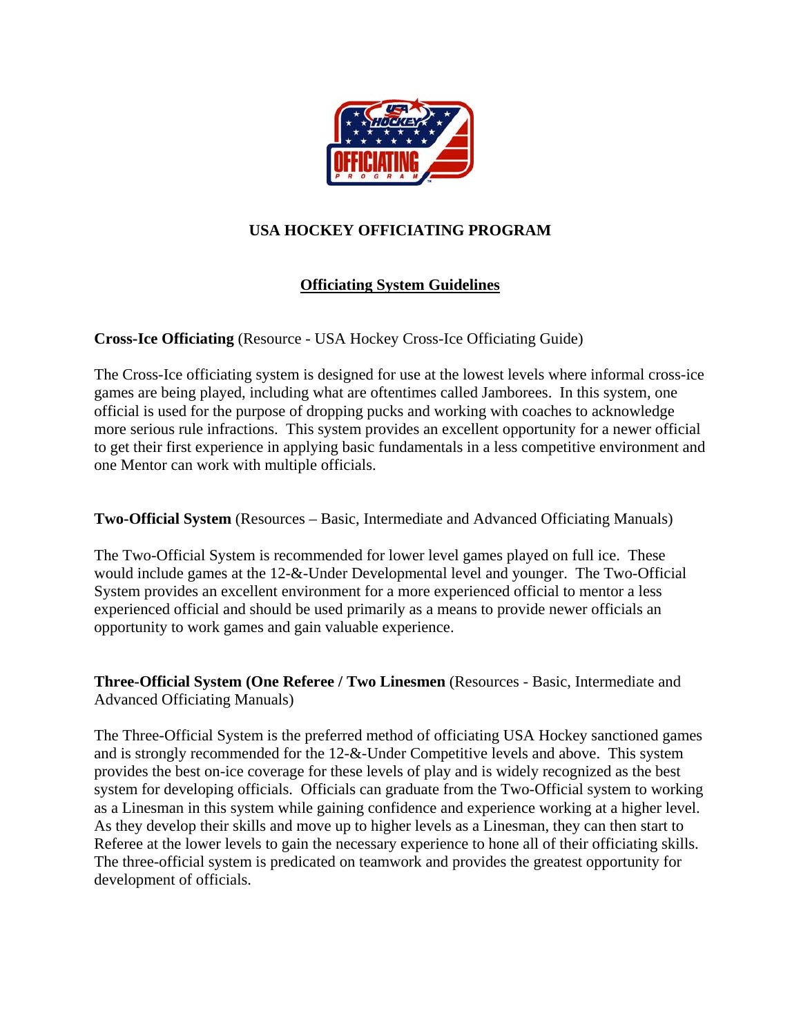# USA HOCKEY OFFICIATING PROGRAM

## Officiating System Guidelines

**Cross-Ice Officiating** (Resource - USA Hockey Cross-Ice Officiating Guide)

The Cross-Ice officiating system is designed for use at the lowest levels where informal cross-ice games are being played, including what are oftentimes called Jamborees. In this system, one official is used for the purpose of dropping pucks and working with coaches to acknowledge more serious rule infractions. This system provides an excellent opportunity for a newer official to get their first experience in applying basic fundamentals in a less competitive environment and one Mentor can work with multiple officials.

**Two-Official System** (Resources – Basic, Intermediate and Advanced Officiating Manuals)

The Two-Official System is recommended for lower level games played on full ice. These would include games at the 12-&-Under Developmental level and younger. The Two-Official System provides an excellent environment for a more experienced official to mentor a less experienced official and should be used primarily as a means to provide newer officials an opportunity to work games and gain valuable experience.

**Three-Official System (One Referee / Two Linesmen** (Resources - Basic, Intermediate and Advanced Officiating Manuals)

The Three-Official System is the preferred method of officiating USA Hockey sanctioned games and is strongly recommended for the 12-&-Under Competitive levels and above. This system provides the best on-ice coverage for these levels of play and is widely recognized as the best system for developing officials. Officials can graduate from the Two-Official system to working as a Linesman in this system while gaining confidence and experience working at a higher level. As they develop their skills and move up to higher levels as a Linesman, they can then start to Referee at the lower levels to gain the necessary experience to hone all of their officiating skills. The three-official system is predicated on teamwork and provides the greatest opportunity for development of officials.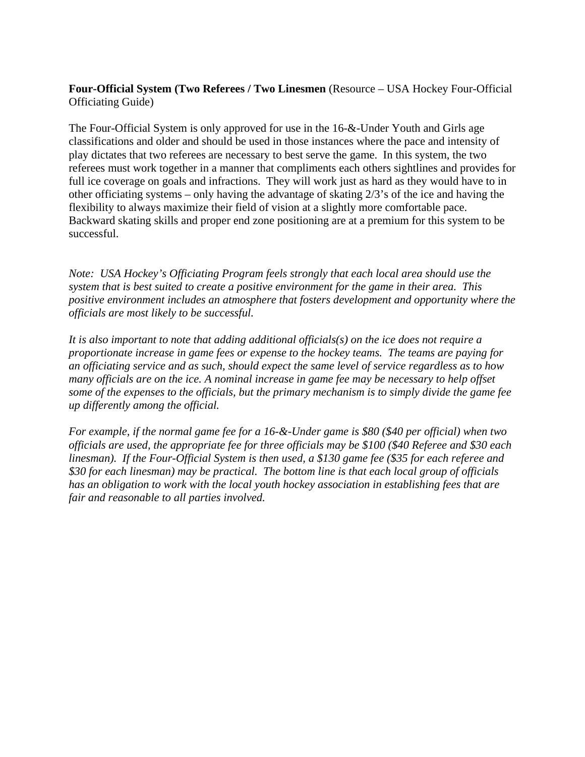**Four-Official System (Two Referees / Two Linesmen** (Resource – USA Hockey Four-Official Officiating Guide)

The Four-Official System is only approved for use in the 16-&-Under Youth and Girls age classifications and older and should be used in those instances where the pace and intensity of play dictates that two referees are necessary to best serve the game. In this system, the two referees must work together in a manner that compliments each others sightlines and provides for full ice coverage on goals and infractions. They will work just as hard as they would have to in other officiating systems – only having the advantage of skating 2/3's of the ice and having the flexibility to always maximize their field of vision at a slightly more comfortable pace. Backward skating skills and proper end zone positioning are at a premium for this system to be successful.

*Note: USA Hockey's Officiating Program feels strongly that each local area should use the system that is best suited to create a positive environment for the game in their area. This positive environment includes an atmosphere that fosters development and opportunity where the officials are most likely to be successful.*

*It is also important to note that adding additional officials(s) on the ice does not require a proportionate increase in game fees or expense to the hockey teams. The teams are paying for an officiating service and as such, should expect the same level of service regardless as to how many officials are on the ice. A nominal increase in game fee may be necessary to help offset some of the expenses to the officials, but the primary mechanism is to simply divide the game fee up differently among the official.*

*For example, if the normal game fee for a 16-&-Under game is $80 ($40 per official) when two officials are used, the appropriate fee for three officials may be $100 ($40 Referee and $30 each linesman). If the Four-Official System is then used, a $130 game fee ($35 for each referee and $30 for each linesman) may be practical. The bottom line is that each local group of officials has an obligation to work with the local youth hockey association in establishing fees that are fair and reasonable to all parties involved.*